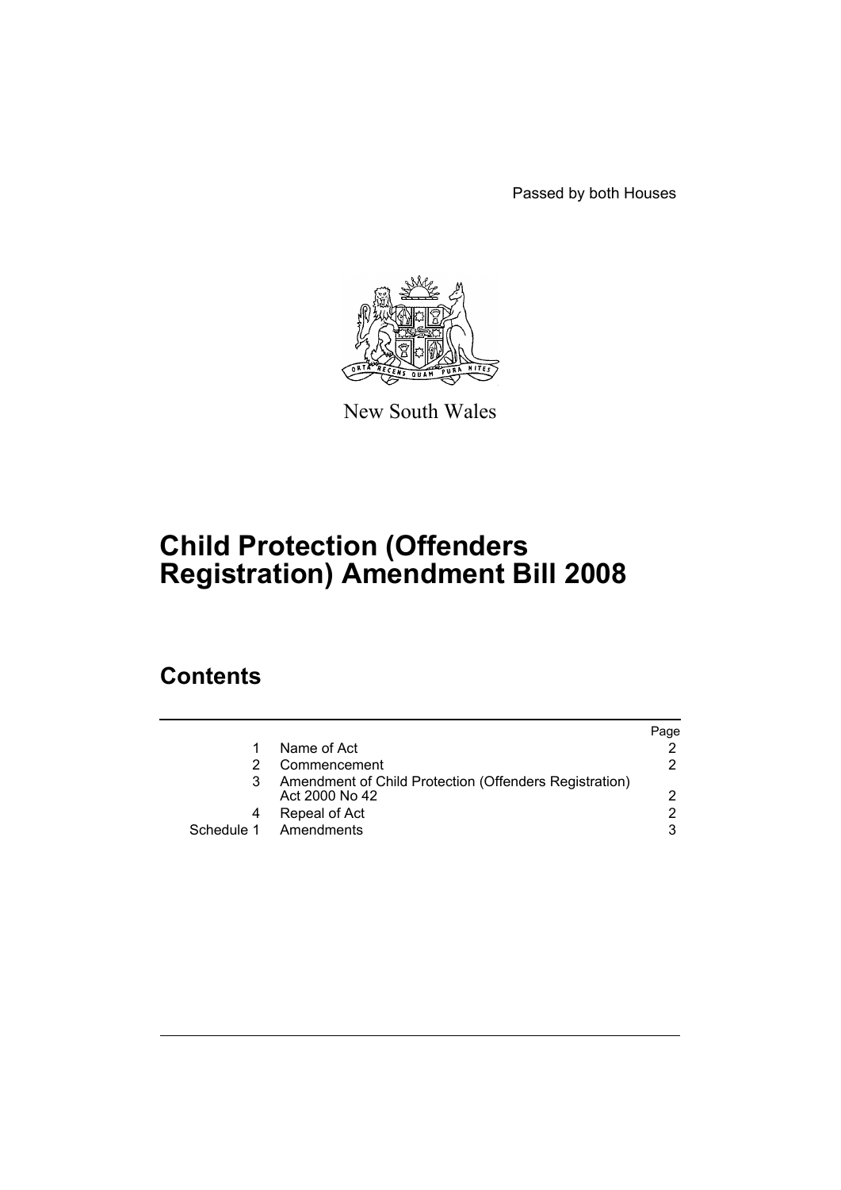Passed by both Houses

New South Wales

# Child Protection (Offenders Registration) Amendment Bill 2008

## Contents

| | | Page |
|---|---|---|
| 1 | Name of Act | 2 |
| 2 | Commencement | 2 |
| 3 | Amendment of Child Protection (Offenders Registration) Act 2000 No 42 | 2 |
| 4 | Repeal of Act | 2 |
| Schedule 1 | Amendments | 3 |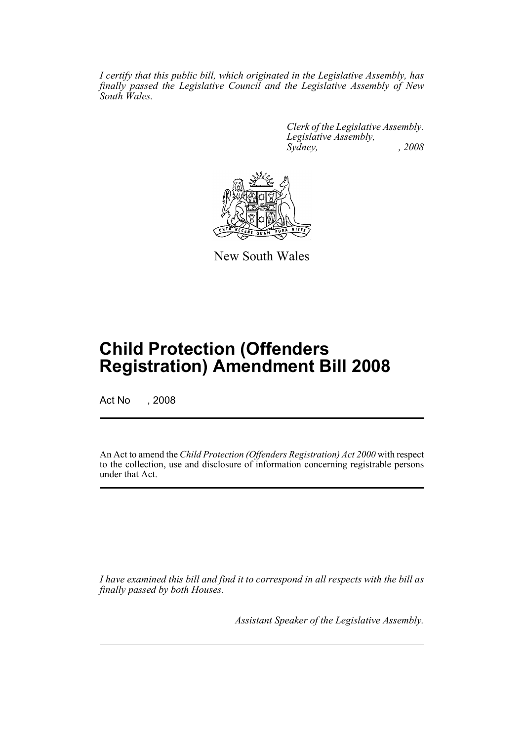*I certify that this public bill, which originated in the Legislative Assembly, has finally passed the Legislative Council and the Legislative Assembly of New South Wales.*

*Clerk of the Legislative Assembly.*
*Legislative Assembly,*
*Sydney, , 2008*

New South Wales

# Child Protection (Offenders Registration) Amendment Bill 2008

Act No , 2008

An Act to amend the *Child Protection (Offenders Registration) Act 2000* with respect to the collection, use and disclosure of information concerning registrable persons under that Act.

*I have examined this bill and find it to correspond in all respects with the bill as finally passed by both Houses.*

*Assistant Speaker of the Legislative Assembly.*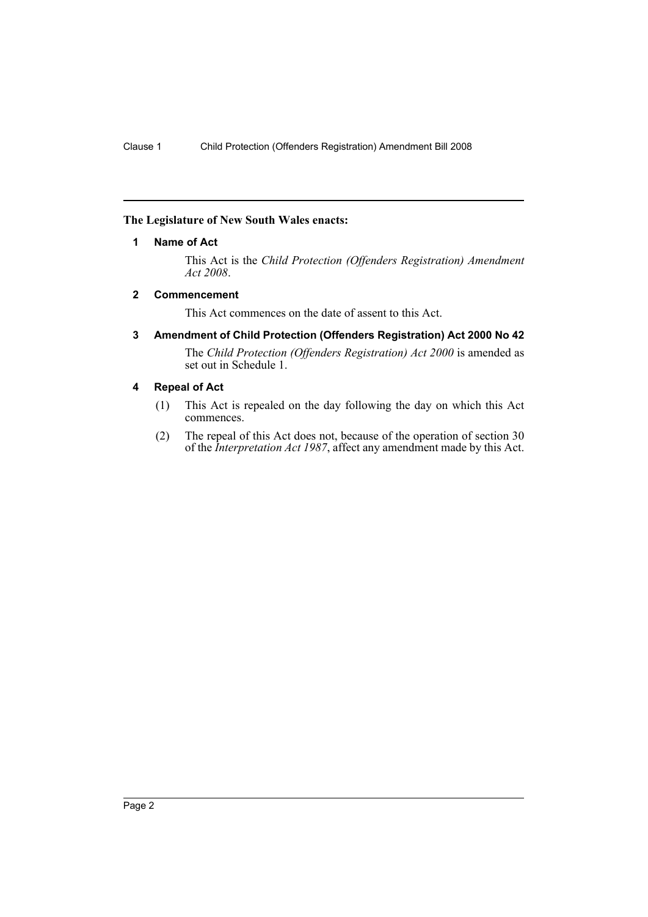**The Legislature of New South Wales enacts:**

**1 Name of Act**

This Act is the *Child Protection (Offenders Registration) Amendment Act 2008*.

**2 Commencement**

This Act commences on the date of assent to this Act.

**3 Amendment of Child Protection (Offenders Registration) Act 2000 No 42**

The *Child Protection (Offenders Registration) Act 2000* is amended as set out in Schedule 1.

**4 Repeal of Act**

(1) This Act is repealed on the day following the day on which this Act commences.

(2) The repeal of this Act does not, because of the operation of section 30 of the *Interpretation Act 1987*, affect any amendment made by this Act.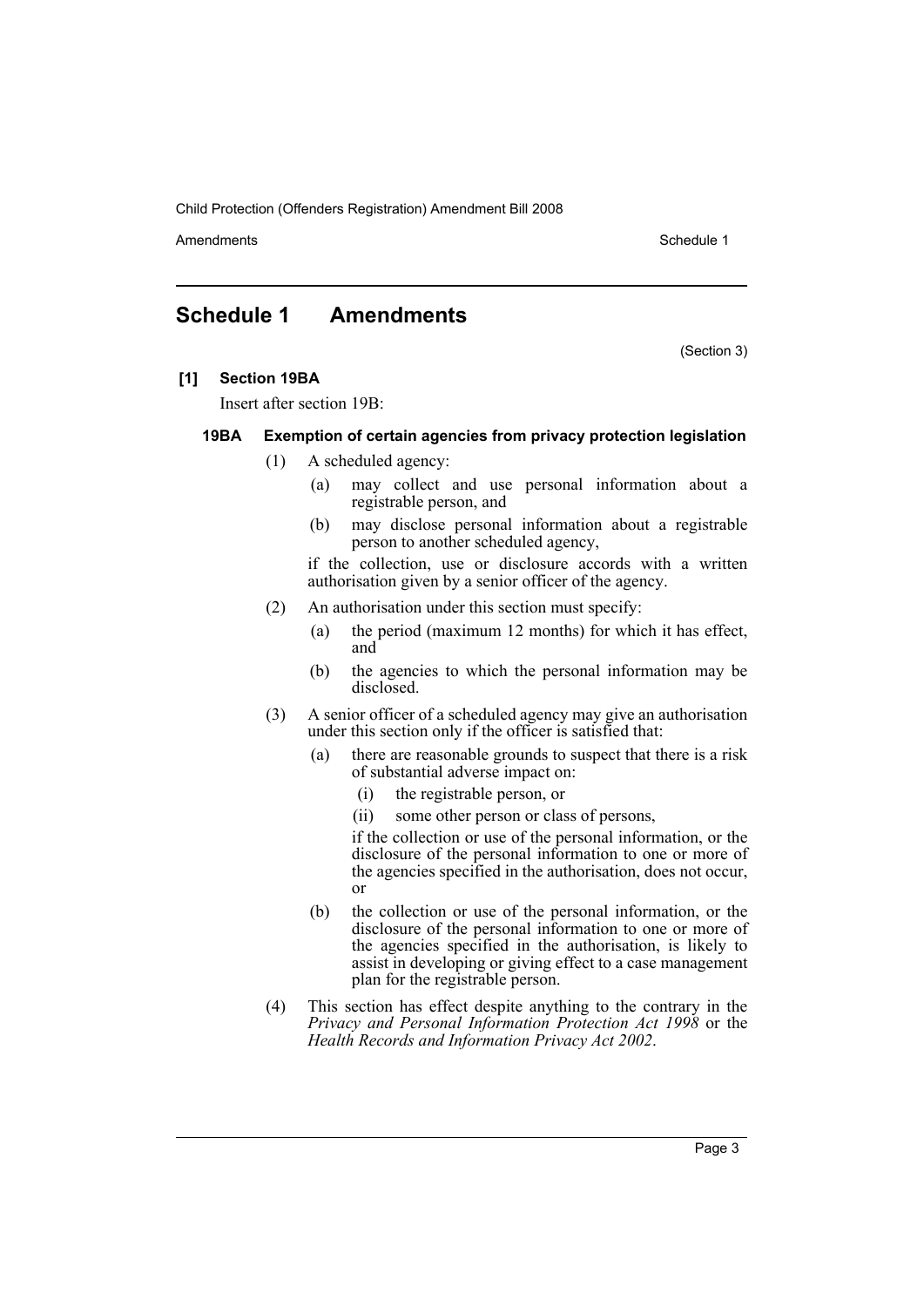## Schedule 1 Amendments

(Section 3)

**[1] Section 19BA**

Insert after section 19B:

### 19BA Exemption of certain agencies from privacy protection legislation

(1) A scheduled agency:

- (a) may collect and use personal information about a registrable person, and
- (b) may disclose personal information about a registrable person to another scheduled agency,

if the collection, use or disclosure accords with a written authorisation given by a senior officer of the agency.

(2) An authorisation under this section must specify:

- (a) the period (maximum 12 months) for which it has effect, and
- (b) the agencies to which the personal information may be disclosed.

(3) A senior officer of a scheduled agency may give an authorisation under this section only if the officer is satisfied that:

- (a) there are reasonable grounds to suspect that there is a risk of substantial adverse impact on:
  - (i) the registrable person, or
  - (ii) some other person or class of persons,

  if the collection or use of the personal information, or the disclosure of the personal information to one or more of the agencies specified in the authorisation, does not occur, or
- (b) the collection or use of the personal information, or the disclosure of the personal information to one or more of the agencies specified in the authorisation, is likely to assist in developing or giving effect to a case management plan for the registrable person.

(4) This section has effect despite anything to the contrary in the *Privacy and Personal Information Protection Act 1998* or the *Health Records and Information Privacy Act 2002*.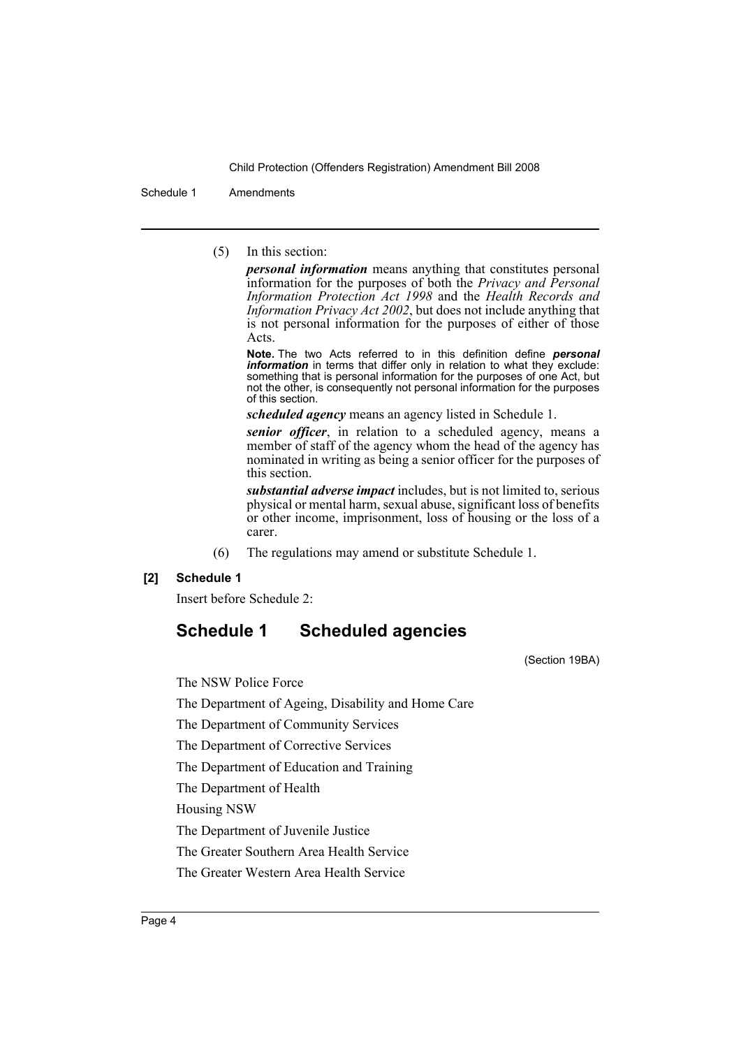(5) In this section:

***personal information*** means anything that constitutes personal information for the purposes of both the *Privacy and Personal Information Protection Act 1998* and the *Health Records and Information Privacy Act 2002*, but does not include anything that is not personal information for the purposes of either of those Acts.

**Note.** The two Acts referred to in this definition define ***personal information*** in terms that differ only in relation to what they exclude: something that is personal information for the purposes of one Act, but not the other, is consequently not personal information for the purposes of this section.

***scheduled agency*** means an agency listed in Schedule 1.

***senior officer***, in relation to a scheduled agency, means a member of staff of the agency whom the head of the agency has nominated in writing as being a senior officer for the purposes of this section.

***substantial adverse impact*** includes, but is not limited to, serious physical or mental harm, sexual abuse, significant loss of benefits or other income, imprisonment, loss of housing or the loss of a carer.

(6) The regulations may amend or substitute Schedule 1.

**[2] Schedule 1**

Insert before Schedule 2:

## Schedule 1 Scheduled agencies

(Section 19BA)

The NSW Police Force

The Department of Ageing, Disability and Home Care

The Department of Community Services

The Department of Corrective Services

The Department of Education and Training

The Department of Health

Housing NSW

The Department of Juvenile Justice

The Greater Southern Area Health Service

The Greater Western Area Health Service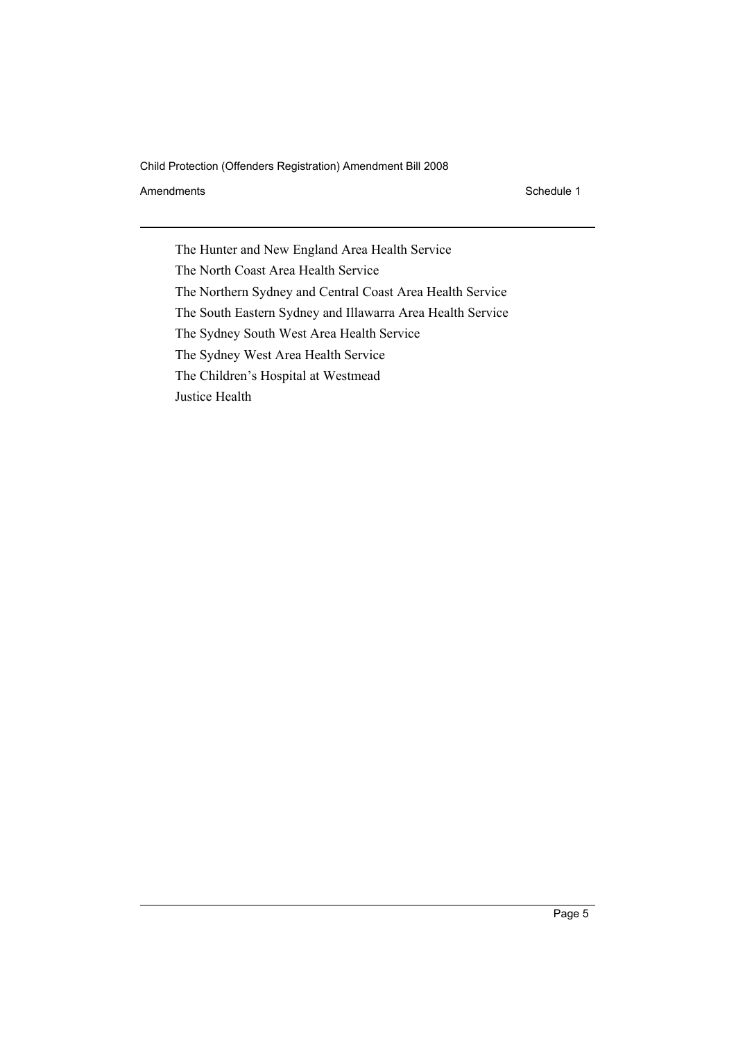The Hunter and New England Area Health Service

The North Coast Area Health Service

The Northern Sydney and Central Coast Area Health Service

The South Eastern Sydney and Illawarra Area Health Service

The Sydney South West Area Health Service

The Sydney West Area Health Service

The Children's Hospital at Westmead

Justice Health